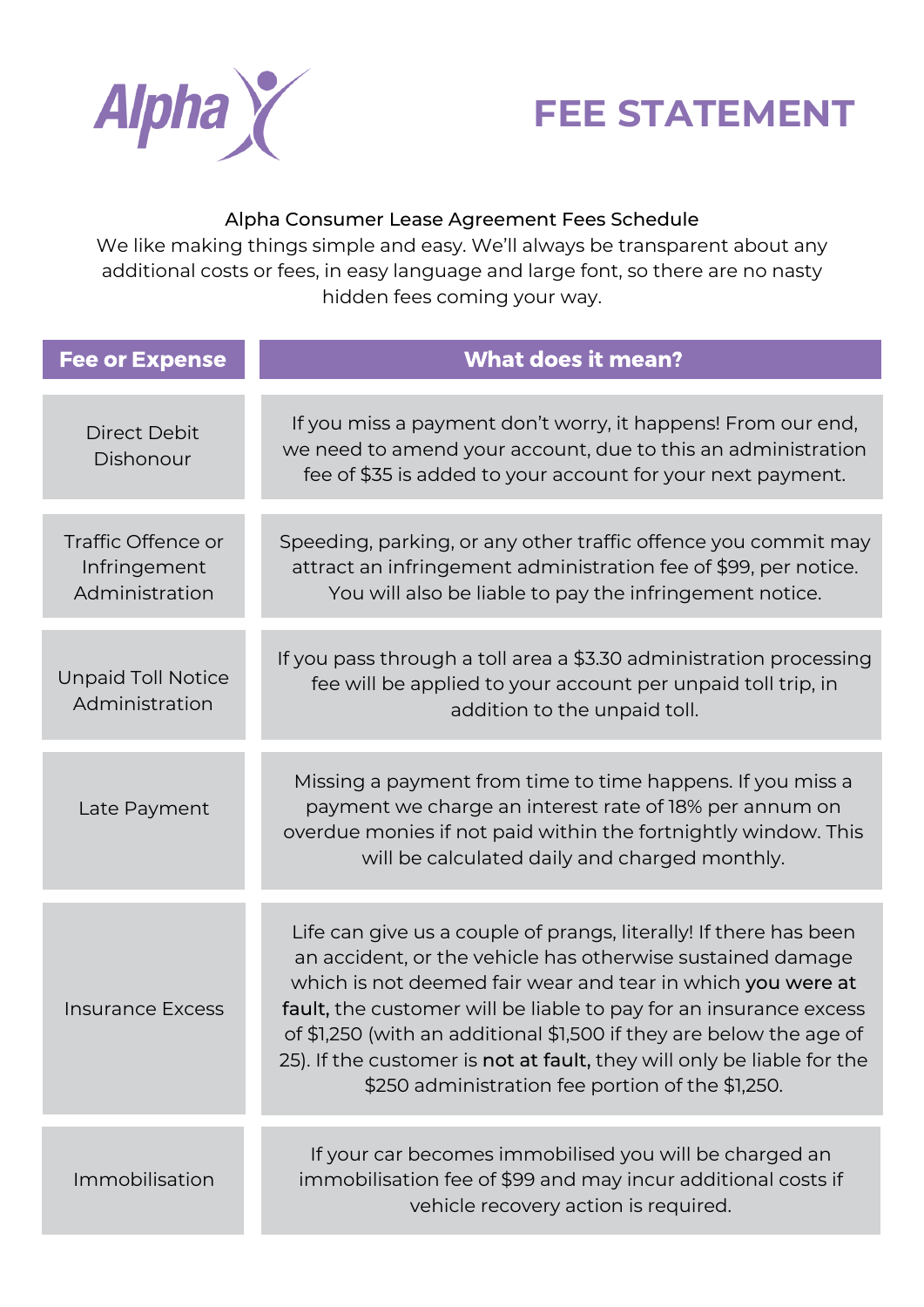Alpha

# FEE STATEMENT

Alpha Consumer Lease Agreement Fees Schedule

We like making things simple and easy. We'll always be transparent about any additional costs or fees, in easy language and large font, so there are no nasty hidden fees coming your way.

| Fee or Expense | What does it mean? |
|---|---|
| Direct Debit Dishonour | If you miss a payment don't worry, it happens! From our end, we need to amend your account, due to this an administration fee of $35 is added to your account for your next payment. |
| Traffic Offence or Infringement Administration | Speeding, parking, or any other traffic offence you commit may attract an infringement administration fee of $99, per notice. You will also be liable to pay the infringement notice. |
| Unpaid Toll Notice Administration | If you pass through a toll area a $3.30 administration processing fee will be applied to your account per unpaid toll trip, in addition to the unpaid toll. |
| Late Payment | Missing a payment from time to time happens. If you miss a payment we charge an interest rate of 18% per annum on overdue monies if not paid within the fortnightly window. This will be calculated daily and charged monthly. |
| Insurance Excess | Life can give us a couple of prangs, literally! If there has been an accident, or the vehicle has otherwise sustained damage which is not deemed fair wear and tear in which **you were at fault,** the customer will be liable to pay for an insurance excess of $1,250 (with an additional $1,500 if they are below the age of 25). If the customer is **not at fault,** they will only be liable for the $250 administration fee portion of the $1,250. |
| Immobilisation | If your car becomes immobilised you will be charged an immobilisation fee of $99 and may incur additional costs if vehicle recovery action is required. |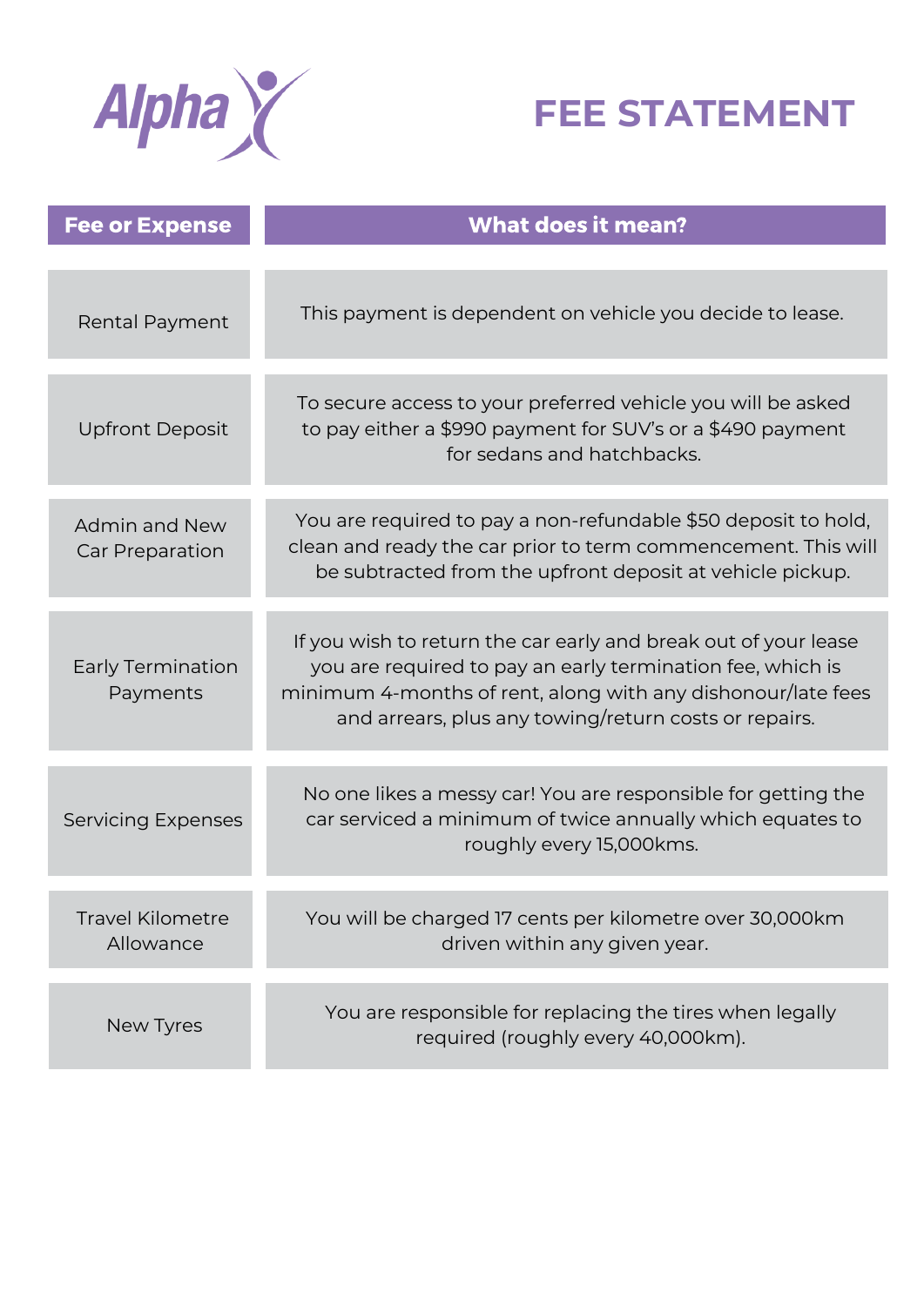Alpha

# FEE STATEMENT

| Fee or Expense | What does it mean? |
|---|---|
| Rental Payment | This payment is dependent on vehicle you decide to lease. |
| Upfront Deposit | To secure access to your preferred vehicle you will be asked to pay either a $990 payment for SUV's or a $490 payment for sedans and hatchbacks. |
| Admin and New Car Preparation | You are required to pay a non-refundable $50 deposit to hold, clean and ready the car prior to term commencement. This will be subtracted from the upfront deposit at vehicle pickup. |
| Early Termination Payments | If you wish to return the car early and break out of your lease you are required to pay an early termination fee, which is minimum 4-months of rent, along with any dishonour/late fees and arrears, plus any towing/return costs or repairs. |
| Servicing Expenses | No one likes a messy car! You are responsible for getting the car serviced a minimum of twice annually which equates to roughly every 15,000kms. |
| Travel Kilometre Allowance | You will be charged 17 cents per kilometre over 30,000km driven within any given year. |
| New Tyres | You are responsible for replacing the tires when legally required (roughly every 40,000km). |